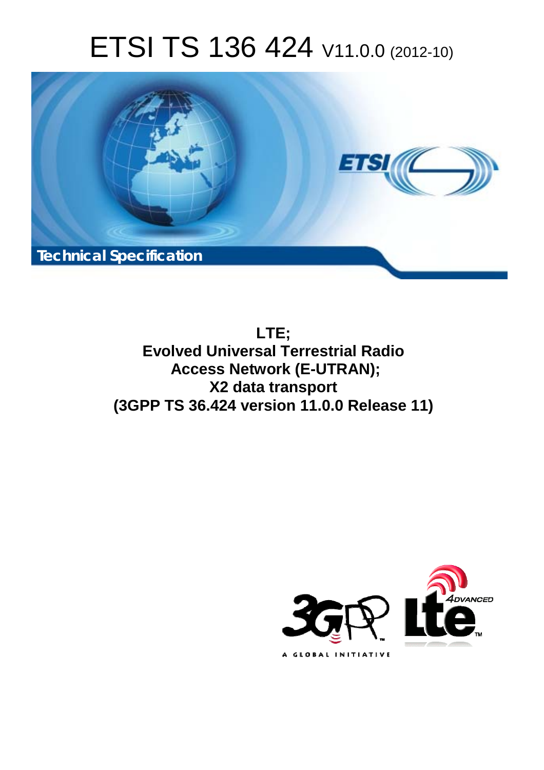# ETSI TS 136 424 V11.0.0 (2012-10)

Technical Specification

**LTE;**
**Evolved Universal Terrestrial Radio Access Network (E-UTRAN);**
**X2 data transport**
**(3GPP TS 36.424 version 11.0.0 Release 11)**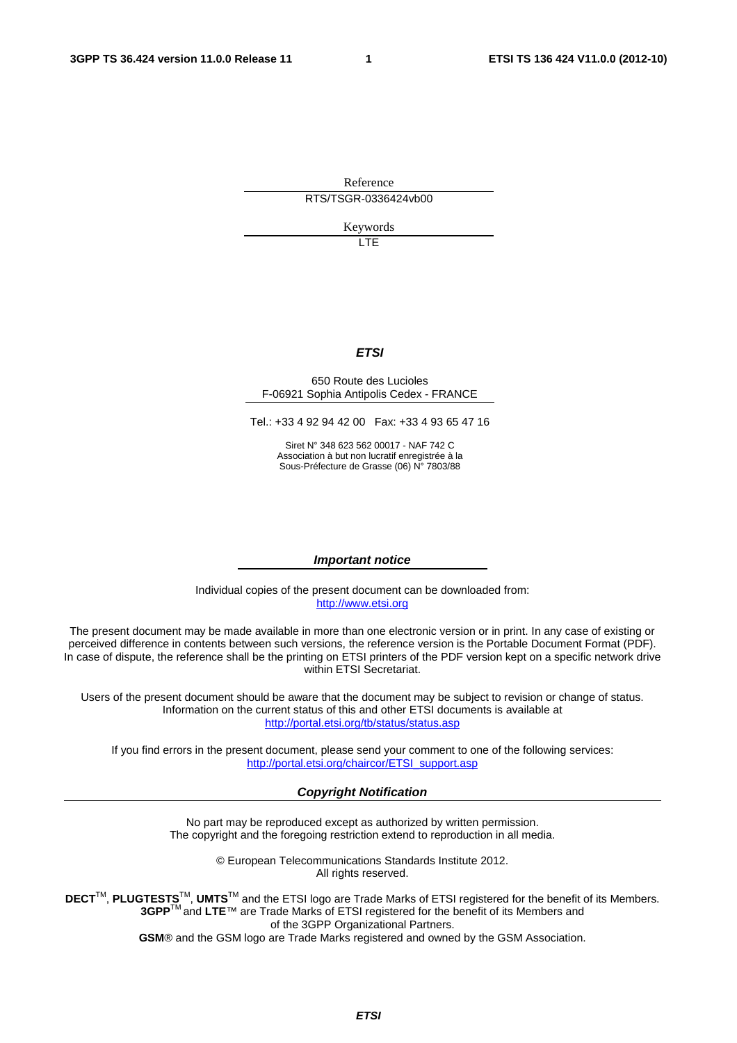Reference

RTS/TSGR-0336424vb00

Keywords

LTE

***ETSI***

650 Route des Lucioles
F-06921 Sophia Antipolis Cedex - FRANCE

Tel.: +33 4 92 94 42 00 Fax: +33 4 93 65 47 16

Siret N° 348 623 562 00017 - NAF 742 C
Association à but non lucratif enregistrée à la
Sous-Préfecture de Grasse (06) N° 7803/88

***Important notice***

Individual copies of the present document can be downloaded from:
http://www.etsi.org

The present document may be made available in more than one electronic version or in print. In any case of existing or perceived difference in contents between such versions, the reference version is the Portable Document Format (PDF). In case of dispute, the reference shall be the printing on ETSI printers of the PDF version kept on a specific network drive within ETSI Secretariat.

Users of the present document should be aware that the document may be subject to revision or change of status. Information on the current status of this and other ETSI documents is available at
http://portal.etsi.org/tb/status/status.asp

If you find errors in the present document, please send your comment to one of the following services:
http://portal.etsi.org/chaircor/ETSI_support.asp

***Copyright Notification***

No part may be reproduced except as authorized by written permission.
The copyright and the foregoing restriction extend to reproduction in all media.

© European Telecommunications Standards Institute 2012.
All rights reserved.

**DECT**™, **PLUGTESTS**™, **UMTS**™ and the ETSI logo are Trade Marks of ETSI registered for the benefit of its Members.
**3GPP**™ and **LTE**™ are Trade Marks of ETSI registered for the benefit of its Members and of the 3GPP Organizational Partners.
**GSM**® and the GSM logo are Trade Marks registered and owned by the GSM Association.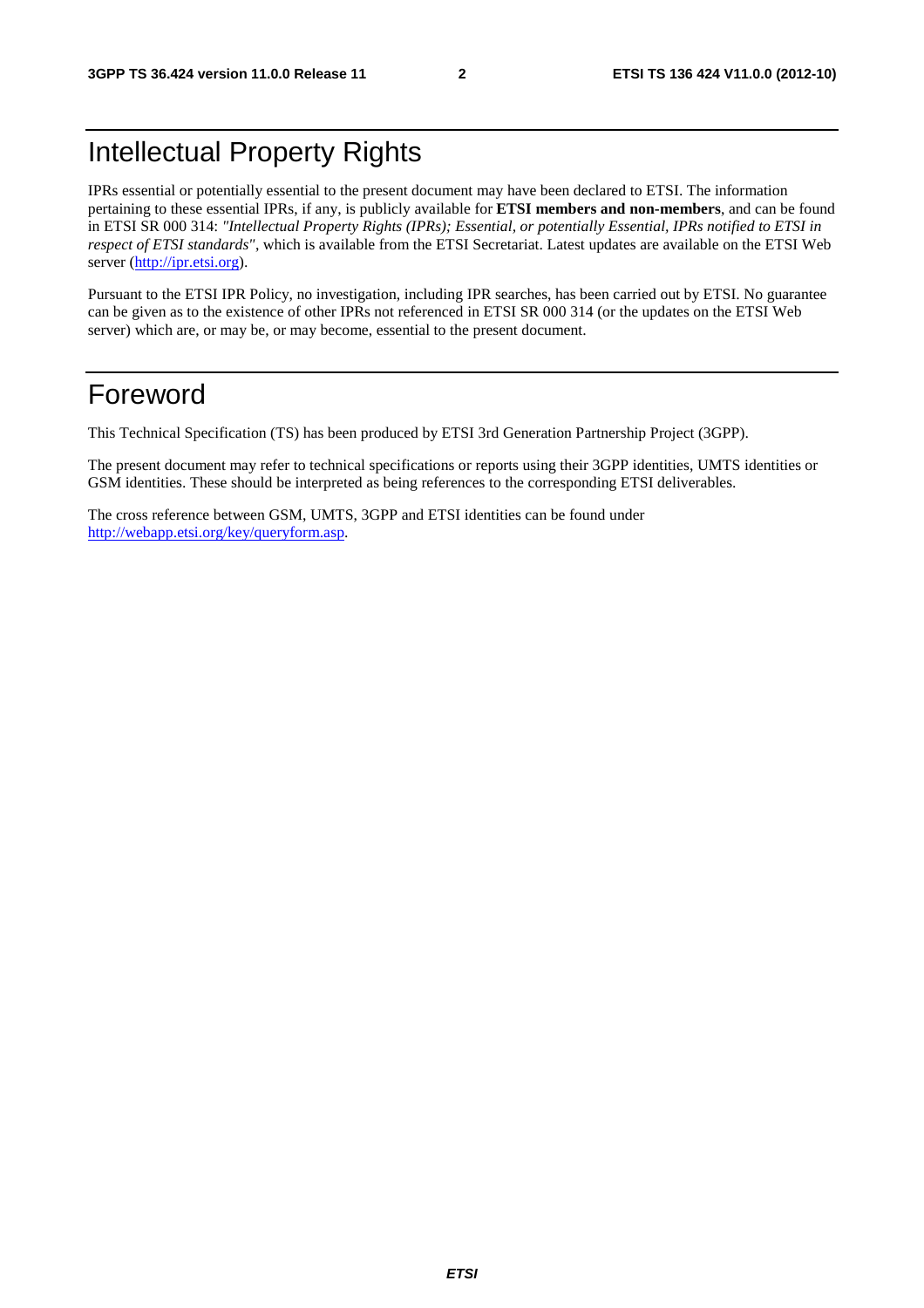# Intellectual Property Rights

IPRs essential or potentially essential to the present document may have been declared to ETSI. The information pertaining to these essential IPRs, if any, is publicly available for **ETSI members and non-members**, and can be found in ETSI SR 000 314: *"Intellectual Property Rights (IPRs); Essential, or potentially Essential, IPRs notified to ETSI in respect of ETSI standards"*, which is available from the ETSI Secretariat. Latest updates are available on the ETSI Web server (http://ipr.etsi.org).

Pursuant to the ETSI IPR Policy, no investigation, including IPR searches, has been carried out by ETSI. No guarantee can be given as to the existence of other IPRs not referenced in ETSI SR 000 314 (or the updates on the ETSI Web server) which are, or may be, or may become, essential to the present document.

# Foreword

This Technical Specification (TS) has been produced by ETSI 3rd Generation Partnership Project (3GPP).

The present document may refer to technical specifications or reports using their 3GPP identities, UMTS identities or GSM identities. These should be interpreted as being references to the corresponding ETSI deliverables.

The cross reference between GSM, UMTS, 3GPP and ETSI identities can be found under http://webapp.etsi.org/key/queryform.asp.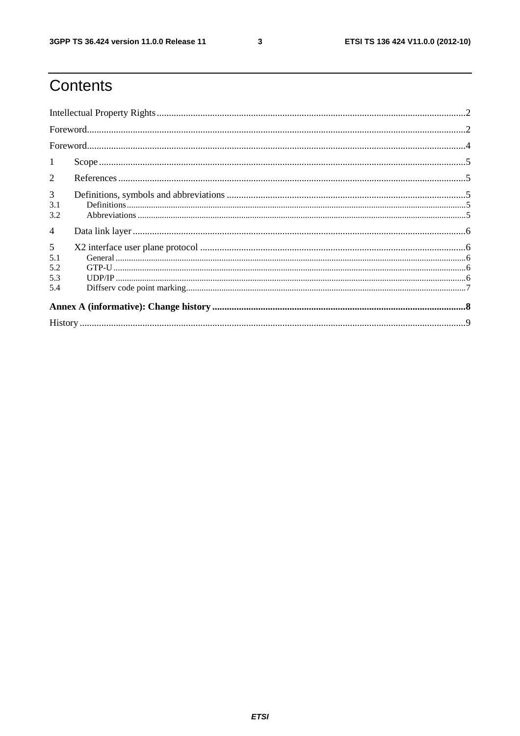# Contents

Intellectual Property Rights ..... 2

Foreword ..... 2

Foreword ..... 4

1 Scope ..... 5

2 References ..... 5

3 Definitions, symbols and abbreviations ..... 5

3.1 Definitions ..... 5

3.2 Abbreviations ..... 5

4 Data link layer ..... 6

5 X2 interface user plane protocol ..... 6

5.1 General ..... 6

5.2 GTP-U ..... 6

5.3 UDP/IP ..... 6

5.4 Diffserv code point marking ..... 7

**Annex A (informative): Change history ..... 8**

History ..... 9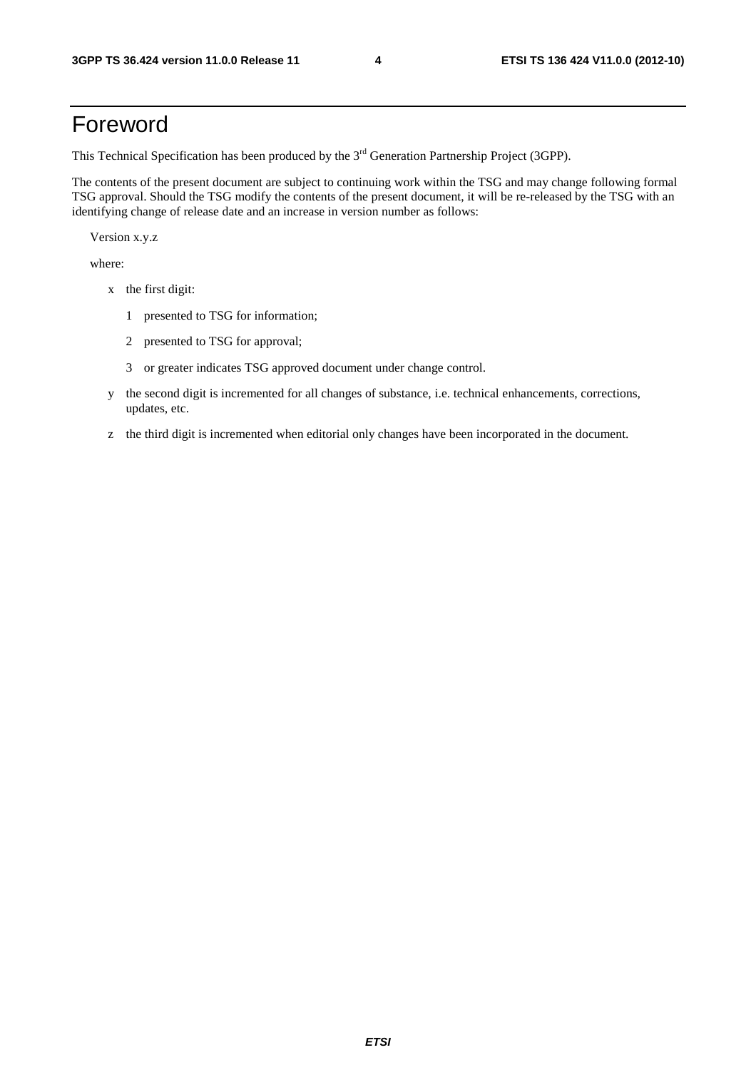# Foreword

This Technical Specification has been produced by the 3rd Generation Partnership Project (3GPP).

The contents of the present document are subject to continuing work within the TSG and may change following formal TSG approval. Should the TSG modify the contents of the present document, it will be re-released by the TSG with an identifying change of release date and an increase in version number as follows:

Version x.y.z

where:

- x the first digit:
  - 1 presented to TSG for information;
  - 2 presented to TSG for approval;
  - 3 or greater indicates TSG approved document under change control.
- y the second digit is incremented for all changes of substance, i.e. technical enhancements, corrections, updates, etc.
- z the third digit is incremented when editorial only changes have been incorporated in the document.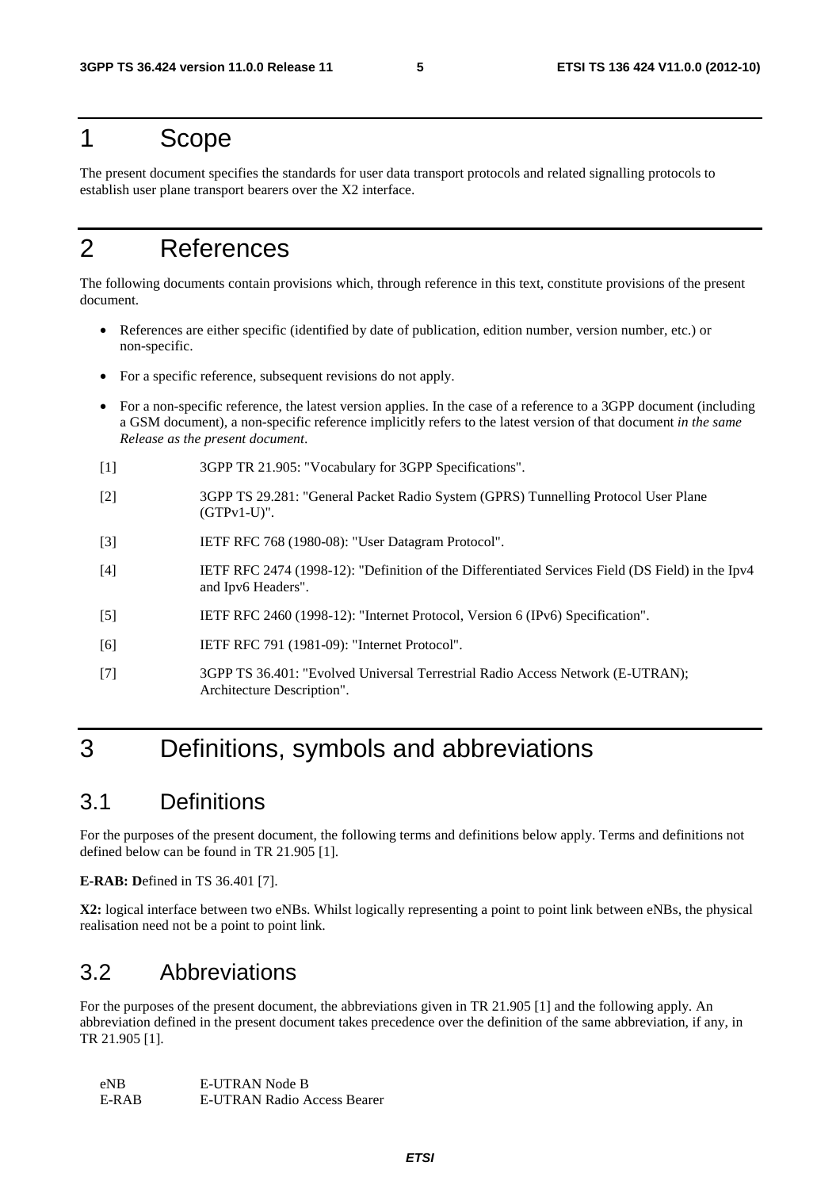# 1 Scope

The present document specifies the standards for user data transport protocols and related signalling protocols to establish user plane transport bearers over the X2 interface.

# 2 References

The following documents contain provisions which, through reference in this text, constitute provisions of the present document.

- References are either specific (identified by date of publication, edition number, version number, etc.) or non-specific.
- For a specific reference, subsequent revisions do not apply.
- For a non-specific reference, the latest version applies. In the case of a reference to a 3GPP document (including a GSM document), a non-specific reference implicitly refers to the latest version of that document *in the same Release as the present document*.

[1] 3GPP TR 21.905: "Vocabulary for 3GPP Specifications".

[2] 3GPP TS 29.281: "General Packet Radio System (GPRS) Tunnelling Protocol User Plane (GTPv1-U)".

[3] IETF RFC 768 (1980-08): "User Datagram Protocol".

[4] IETF RFC 2474 (1998-12): "Definition of the Differentiated Services Field (DS Field) in the Ipv4 and Ipv6 Headers".

[5] IETF RFC 2460 (1998-12): "Internet Protocol, Version 6 (IPv6) Specification".

[6] IETF RFC 791 (1981-09): "Internet Protocol".

[7] 3GPP TS 36.401: "Evolved Universal Terrestrial Radio Access Network (E-UTRAN); Architecture Description".

# 3 Definitions, symbols and abbreviations

## 3.1 Definitions

For the purposes of the present document, the following terms and definitions below apply. Terms and definitions not defined below can be found in TR 21.905 [1].

**E-RAB: D**efined in TS 36.401 [7].

**X2:** logical interface between two eNBs. Whilst logically representing a point to point link between eNBs, the physical realisation need not be a point to point link.

## 3.2 Abbreviations

For the purposes of the present document, the abbreviations given in TR 21.905 [1] and the following apply. An abbreviation defined in the present document takes precedence over the definition of the same abbreviation, if any, in TR 21.905 [1].

eNB E-UTRAN Node B
E-RAB E-UTRAN Radio Access Bearer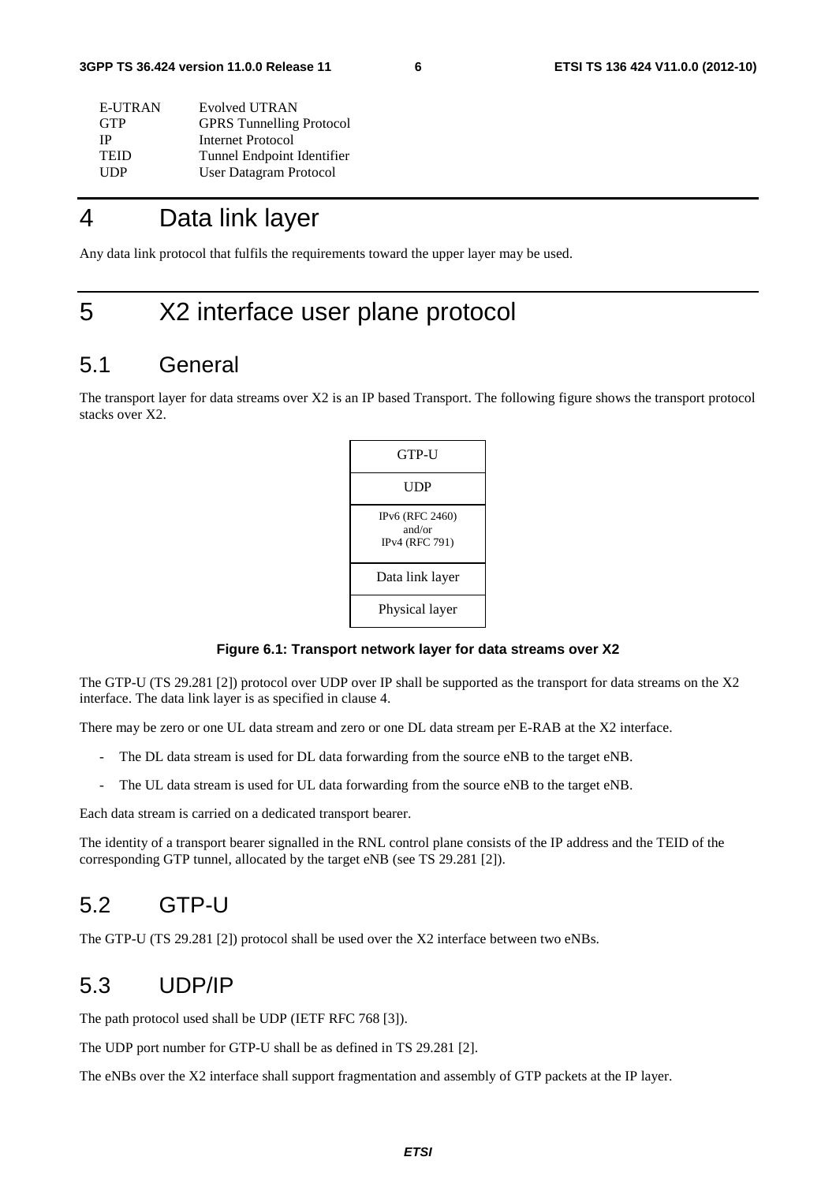| | |
|---|---|
| E-UTRAN | Evolved UTRAN |
| GTP | GPRS Tunnelling Protocol |
| IP | Internet Protocol |
| TEID | Tunnel Endpoint Identifier |
| UDP | User Datagram Protocol |

# 4 Data link layer

Any data link protocol that fulfils the requirements toward the upper layer may be used.

# 5 X2 interface user plane protocol

## 5.1 General

The transport layer for data streams over X2 is an IP based Transport. The following figure shows the transport protocol stacks over X2.

| GTP-U |
|---|
| UDP |
| IPv6 (RFC 2460) and/or IPv4 (RFC 791) |
| Data link layer |
| Physical layer |

**Figure 6.1: Transport network layer for data streams over X2**

The GTP-U (TS 29.281 [2]) protocol over UDP over IP shall be supported as the transport for data streams on the X2 interface. The data link layer is as specified in clause 4.

There may be zero or one UL data stream and zero or one DL data stream per E-RAB at the X2 interface.

- The DL data stream is used for DL data forwarding from the source eNB to the target eNB.
- The UL data stream is used for UL data forwarding from the source eNB to the target eNB.

Each data stream is carried on a dedicated transport bearer.

The identity of a transport bearer signalled in the RNL control plane consists of the IP address and the TEID of the corresponding GTP tunnel, allocated by the target eNB (see TS 29.281 [2]).

## 5.2 GTP-U

The GTP-U (TS 29.281 [2]) protocol shall be used over the X2 interface between two eNBs.

## 5.3 UDP/IP

The path protocol used shall be UDP (IETF RFC 768 [3]).

The UDP port number for GTP-U shall be as defined in TS 29.281 [2].

The eNBs over the X2 interface shall support fragmentation and assembly of GTP packets at the IP layer.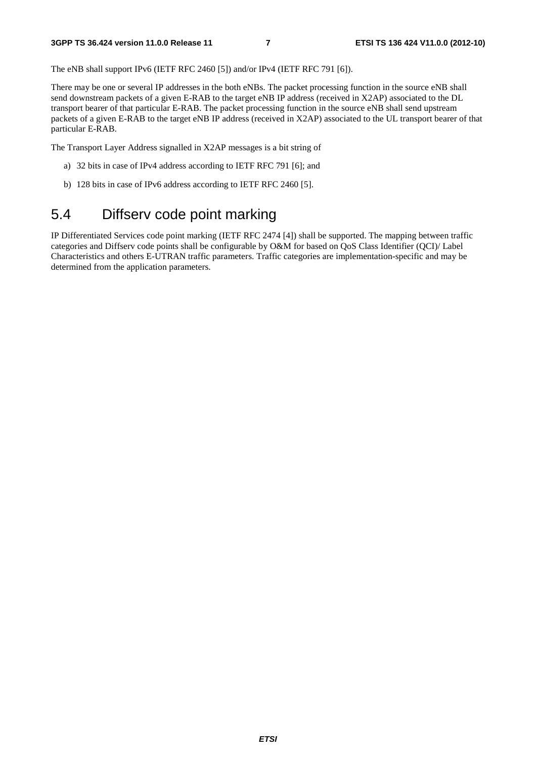The eNB shall support IPv6 (IETF RFC 2460 [5]) and/or IPv4 (IETF RFC 791 [6]).

There may be one or several IP addresses in the both eNBs. The packet processing function in the source eNB shall send downstream packets of a given E-RAB to the target eNB IP address (received in X2AP) associated to the DL transport bearer of that particular E-RAB. The packet processing function in the source eNB shall send upstream packets of a given E-RAB to the target eNB IP address (received in X2AP) associated to the UL transport bearer of that particular E-RAB.

The Transport Layer Address signalled in X2AP messages is a bit string of

a) 32 bits in case of IPv4 address according to IETF RFC 791 [6]; and

b) 128 bits in case of IPv6 address according to IETF RFC 2460 [5].

## 5.4 Diffserv code point marking

IP Differentiated Services code point marking (IETF RFC 2474 [4]) shall be supported. The mapping between traffic categories and Diffserv code points shall be configurable by O&M for based on QoS Class Identifier (QCI)/ Label Characteristics and others E-UTRAN traffic parameters. Traffic categories are implementation-specific and may be determined from the application parameters.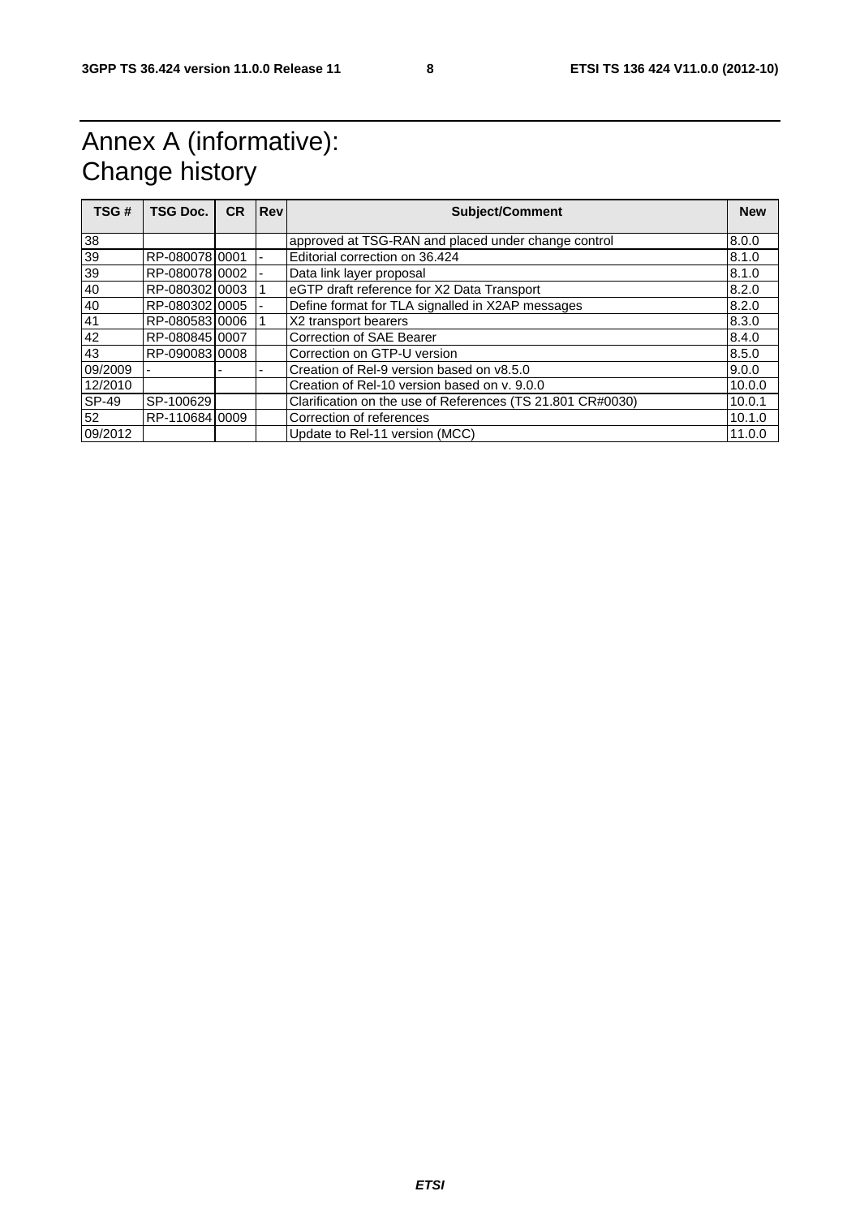# Annex A (informative): Change history

| TSG # | TSG Doc. | CR | Rev | Subject/Comment | New |
|---|---|---|---|---|---|
| 38 | | | | approved at TSG-RAN and placed under change control | 8.0.0 |
| 39 | RP-080078 | 0001 | - | Editorial correction on 36.424 | 8.1.0 |
| 39 | RP-080078 | 0002 | - | Data link layer proposal | 8.1.0 |
| 40 | RP-080302 | 0003 | 1 | eGTP draft reference for X2 Data Transport | 8.2.0 |
| 40 | RP-080302 | 0005 | - | Define format for TLA signalled in X2AP messages | 8.2.0 |
| 41 | RP-080583 | 0006 | 1 | X2 transport bearers | 8.3.0 |
| 42 | RP-080845 | 0007 | | Correction of SAE Bearer | 8.4.0 |
| 43 | RP-090083 | 0008 | | Correction on GTP-U version | 8.5.0 |
| 09/2009 | - | - | - | Creation of Rel-9 version based on v8.5.0 | 9.0.0 |
| 12/2010 | | | | Creation of Rel-10 version based on v. 9.0.0 | 10.0.0 |
| SP-49 | SP-100629 | | | Clarification on the use of References (TS 21.801 CR#0030) | 10.0.1 |
| 52 | RP-110684 | 0009 | | Correction of references | 10.1.0 |
| 09/2012 | | | | Update to Rel-11 version (MCC) | 11.0.0 |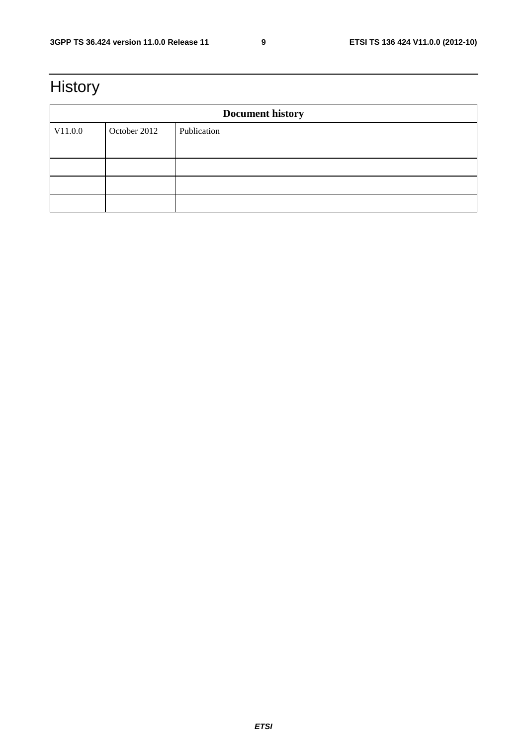# History

| Document history | | |
|---|---|---|
| V11.0.0 | October 2012 | Publication |
| | | |
| | | |
| | | |
| | | |